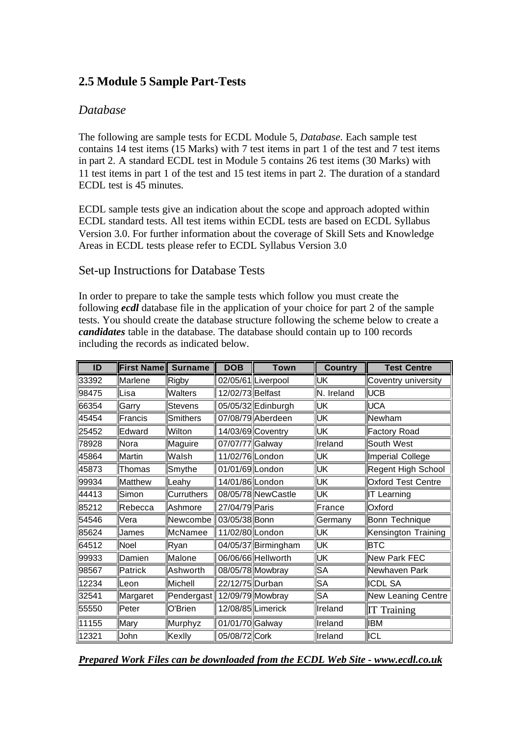## 2.5 Module 5 Sample Part-Tests

### *Database*

The following are sample tests for ECDL Module 5, *Database*. Each sample test contains 14 test items (15 Marks) with 7 test items in part 1 of the test and 7 test items in part 2. A standard ECDL test in Module 5 contains 26 test items (30 Marks) with 11 test items in part 1 of the test and 15 test items in part 2. The duration of a standard ECDL test is 45 minutes.

ECDL sample tests give an indication about the scope and approach adopted within ECDL standard tests. All test items within ECDL tests are based on ECDL Syllabus Version 3.0. For further information about the coverage of Skill Sets and Knowledge Areas in ECDL tests please refer to ECDL Syllabus Version 3.0

### Set-up Instructions for Database Tests

In order to prepare to take the sample tests which follow you must create the following ***ecdl*** database file in the application of your choice for part 2 of the sample tests. You should create the database structure following the scheme below to create a ***candidates*** table in the database. The database should contain up to 100 records including the records as indicated below.

| ID | First Name | Surname | DOB | Town | Country | Test Centre |
|---|---|---|---|---|---|---|
| 33392 | Marlene | Rigby | 02/05/61 | Liverpool | UK | Coventry university |
| 98475 | Lisa | Walters | 12/02/73 | Belfast | N. Ireland | UCB |
| 66354 | Garry | Stevens | 05/05/32 | Edinburgh | UK | UCA |
| 45454 | Francis | Smithers | 07/08/79 | Aberdeen | UK | Newham |
| 25452 | Edward | Wilton | 14/03/69 | Coventry | UK | Factory Road |
| 78928 | Nora | Maguire | 07/07/77 | Galway | Ireland | South West |
| 45864 | Martin | Walsh | 11/02/76 | London | UK | Imperial College |
| 45873 | Thomas | Smythe | 01/01/69 | London | UK | Regent High School |
| 99934 | Matthew | Leahy | 14/01/86 | London | UK | Oxford Test Centre |
| 44413 | Simon | Curruthers | 08/05/78 | NewCastle | UK | IT Learning |
| 85212 | Rebecca | Ashmore | 27/04/79 | Paris | France | Oxford |
| 54546 | Vera | Newcombe | 03/05/38 | Bonn | Germany | Bonn Technique |
| 85624 | James | McNamee | 11/02/80 | London | UK | Kensington Training |
| 64512 | Noel | Ryan | 04/05/37 | Birmingham | UK | BTC |
| 99933 | Damien | Malone | 06/06/66 | Hellworth | UK | New Park FEC |
| 98567 | Patrick | Ashworth | 08/05/78 | Mowbray | SA | Newhaven Park |
| 12234 | Leon | Michell | 22/12/75 | Durban | SA | ICDL SA |
| 32541 | Margaret | Pendergast | 12/09/79 | Mowbray | SA | New Leaning Centre |
| 55550 | Peter | O'Brien | 12/08/85 | Limerick | Ireland | IT Training |
| 11155 | Mary | Murphyz | 01/01/70 | Galway | Ireland | IBM |
| 12321 | John | Kexlly | 05/08/72 | Cork | Ireland | ICL |

***<u>Prepared Work Files can be downloaded from the ECDL Web Site - www.ecdl.co.uk</u>***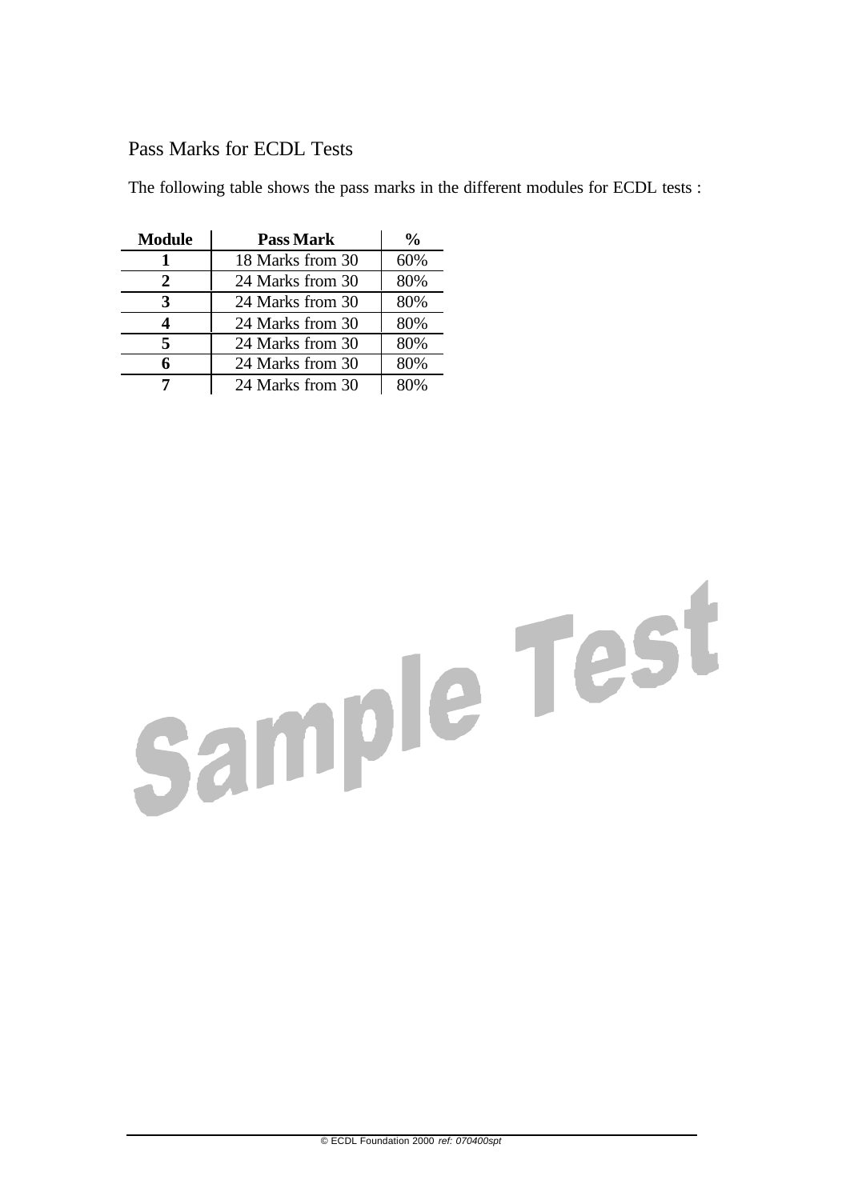## Pass Marks for ECDL Tests

The following table shows the pass marks in the different modules for ECDL tests :

| Module | Pass Mark | % |
|---|---|---|
| **1** | 18 Marks from 30 | 60% |
| **2** | 24 Marks from 30 | 80% |
| **3** | 24 Marks from 30 | 80% |
| **4** | 24 Marks from 30 | 80% |
| **5** | 24 Marks from 30 | 80% |
| **6** | 24 Marks from 30 | 80% |
| **7** | 24 Marks from 30 | 80% |

Sample Test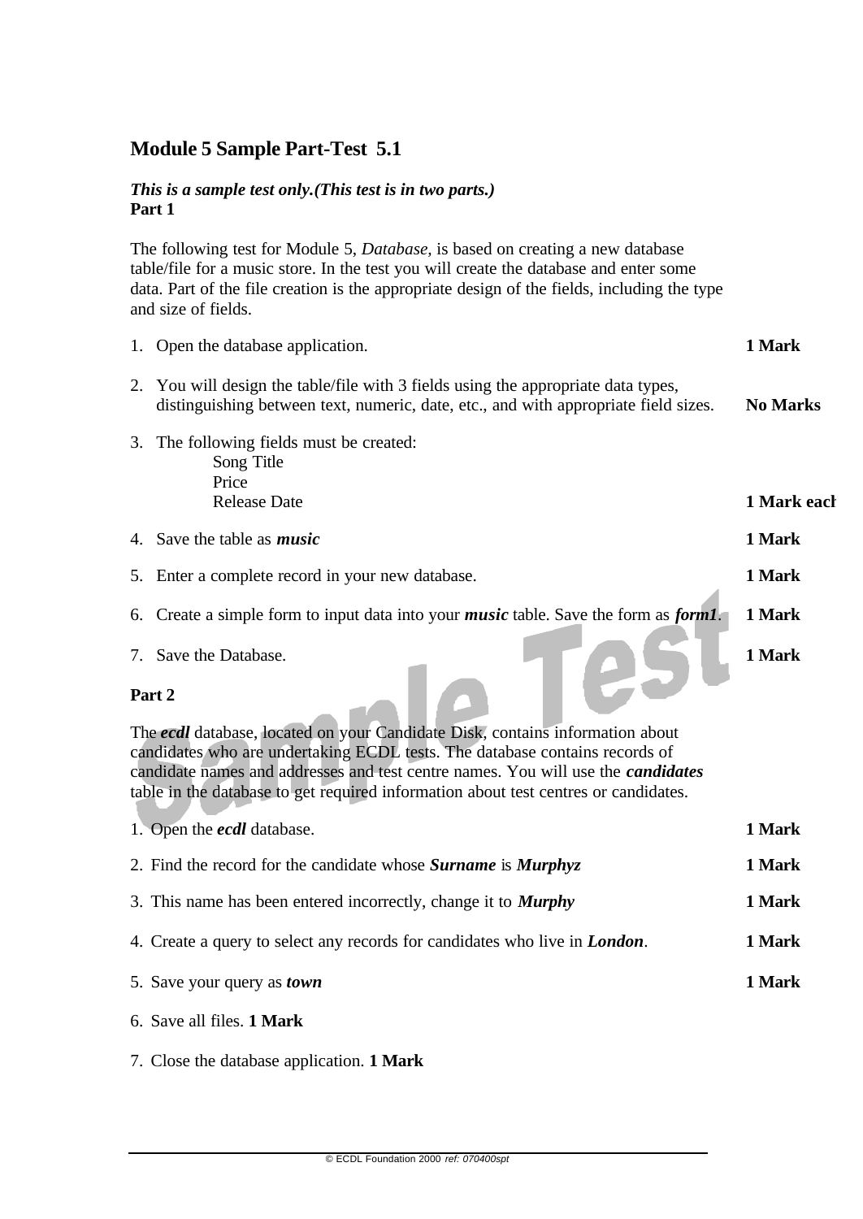## Module 5 Sample Part-Test 5.1

***This is a sample test only.(This test is in two parts.)***
**Part 1**

The following test for Module 5, *Database,* is based on creating a new database table/file for a music store. In the test you will create the database and enter some data. Part of the file creation is the appropriate design of the fields, including the type and size of fields.

1. Open the database application. **1 Mark**

2. You will design the table/file with 3 fields using the appropriate data types, distinguishing between text, numeric, date, etc., and with appropriate field sizes. **No Marks**

3. The following fields must be created:
   - Song Title
   - Price
   - Release Date

   **1 Mark each**

4. Save the table as ***music*** **1 Mark**

5. Enter a complete record in your new database. **1 Mark**

6. Create a simple form to input data into your ***music*** table. Save the form as ***form1***. **1 Mark**

7. Save the Database. **1 Mark**

**Part 2**

The ***ecdl*** database, located on your Candidate Disk, contains information about candidates who are undertaking ECDL tests. The database contains records of candidate names and addresses and test centre names. You will use the ***candidates*** table in the database to get required information about test centres or candidates.

1. Open the ***ecdl*** database. **1 Mark**

2. Find the record for the candidate whose ***Surname*** is ***Murphyz*** **1 Mark**

3. This name has been entered incorrectly, change it to ***Murphy*** **1 Mark**

4. Create a query to select any records for candidates who live in ***London***. **1 Mark**

5. Save your query as ***town*** **1 Mark**

6. Save all files. **1 Mark**

7. Close the database application. **1 Mark**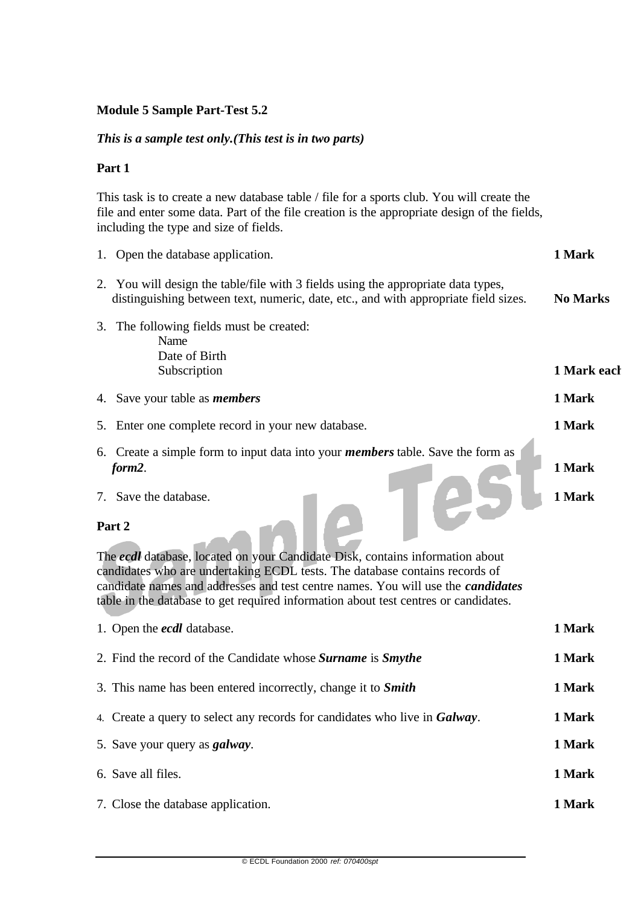**Module 5 Sample Part-Test 5.2**

***This is a sample test only.(This test is in two parts)***

**Part 1**

This task is to create a new database table / file for a sports club. You will create the file and enter some data. Part of the file creation is the appropriate design of the fields, including the type and size of fields.

| | | |
|---|---|---|
| 1. | Open the database application. | **1 Mark** |
| 2. | You will design the table/file with 3 fields using the appropriate data types, distinguishing between text, numeric, date, etc., and with appropriate field sizes. | **No Marks** |
| 3. | The following fields must be created:<br>Name<br>Date of Birth<br>Subscription | **1 Mark each** |
| 4. | Save your table as ***members*** | **1 Mark** |
| 5. | Enter one complete record in your new database. | **1 Mark** |
| 6. | Create a simple form to input data into your ***members*** table. Save the form as ***form2***. | **1 Mark** |
| 7. | Save the database. | **1 Mark** |

**Part 2**

The ***ecdl*** database, located on your Candidate Disk, contains information about candidates who are undertaking ECDL tests. The database contains records of candidate names and addresses and test centre names. You will use the ***candidates*** table in the database to get required information about test centres or candidates.

| | | |
|---|---|---|
| 1. | Open the ***ecdl*** database. | **1 Mark** |
| 2. | Find the record of the Candidate whose ***Surname*** is ***Smythe*** | **1 Mark** |
| 3. | This name has been entered incorrectly, change it to ***Smith*** | **1 Mark** |
| 4. | Create a query to select any records for candidates who live in ***Galway***. | **1 Mark** |
| 5. | Save your query as ***galway***. | **1 Mark** |
| 6. | Save all files. | **1 Mark** |
| 7. | Close the database application. | **1 Mark** |

© ECDL Foundation 2000 *ref: 070400spt*